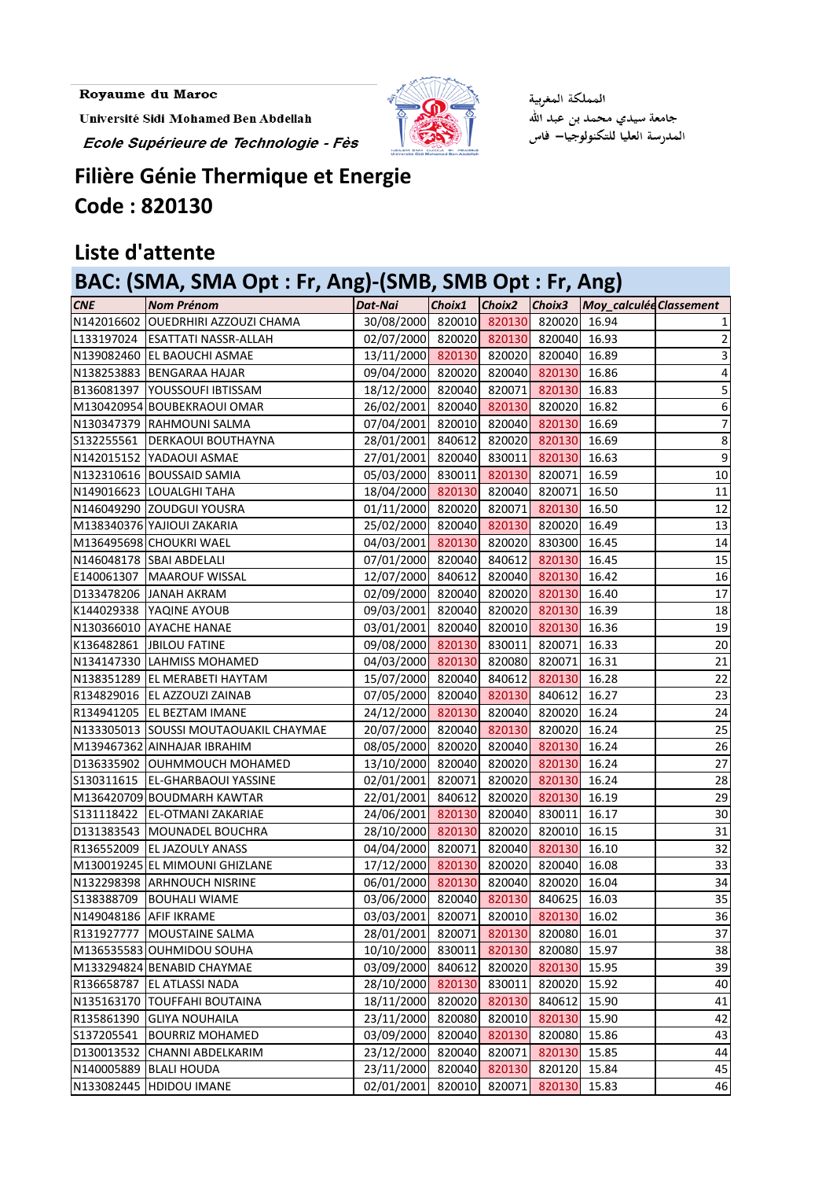Royaume du Maroc

Université Sidi Mohamed Ben Abdellah

*Ecole Supérieure de Technologie - Fès*

المملكة المغربية

جامعة سيدي محمد بن عبد الله

المدرسة العليا للتكنولوجيا – فاس

# Filière Génie Thermique et Energie

# Code : 820130

## Liste d'attente

## BAC: (SMA, SMA Opt : Fr, Ang)-(SMB, SMB Opt : Fr, Ang)

| CNE | Nom Prénom | Dat-Nai | Choix1 | Choix2 | Choix3 | Moy_calculée | Classement |
|---|---|---|---|---|---|---|---|
| N142016602 | OUEDRHIRI AZZOUZI CHAMA | 30/08/2000 | 820010 | 820130 | 820020 | 16.94 | 1 |
| L133197024 | ESATTATI NASSR-ALLAH | 02/07/2000 | 820020 | 820130 | 820040 | 16.93 | 2 |
| N139082460 | EL BAOUCHI ASMAE | 13/11/2000 | 820130 | 820020 | 820040 | 16.89 | 3 |
| N138253883 | BENGARAA HAJAR | 09/04/2000 | 820020 | 820040 | 820130 | 16.86 | 4 |
| B136081397 | YOUSSOUFI IBTISSAM | 18/12/2000 | 820040 | 820071 | 820130 | 16.83 | 5 |
| M130420954 | BOUBEKRAOUI OMAR | 26/02/2001 | 820040 | 820130 | 820020 | 16.82 | 6 |
| N130347379 | RAHMOUNI SALMA | 07/04/2001 | 820010 | 820040 | 820130 | 16.69 | 7 |
| S132255561 | DERKAOUI BOUTHAYNA | 28/01/2001 | 840612 | 820020 | 820130 | 16.69 | 8 |
| N142015152 | YADAOUI ASMAE | 27/01/2001 | 820040 | 830011 | 820130 | 16.63 | 9 |
| N132310616 | BOUSSAID SAMIA | 05/03/2000 | 830011 | 820130 | 820071 | 16.59 | 10 |
| N149016623 | LOUALGHI TAHA | 18/04/2000 | 820130 | 820040 | 820071 | 16.50 | 11 |
| N146049290 | ZOUDGUI YOUSRA | 01/11/2000 | 820020 | 820071 | 820130 | 16.50 | 12 |
| M138340376 | YAJIOUI ZAKARIA | 25/02/2000 | 820040 | 820130 | 820020 | 16.49 | 13 |
| M136495698 | CHOUKRI WAEL | 04/03/2001 | 820130 | 820020 | 830300 | 16.45 | 14 |
| N146048178 | SBAI ABDELALI | 07/01/2000 | 820040 | 840612 | 820130 | 16.45 | 15 |
| E140061307 | MAAROUF WISSAL | 12/07/2000 | 840612 | 820040 | 820130 | 16.42 | 16 |
| D133478206 | JANAH AKRAM | 02/09/2000 | 820040 | 820020 | 820130 | 16.40 | 17 |
| K144029338 | YAQINE AYOUB | 09/03/2001 | 820040 | 820020 | 820130 | 16.39 | 18 |
| N130366010 | AYACHE HANAE | 03/01/2001 | 820040 | 820010 | 820130 | 16.36 | 19 |
| K136482861 | JBILOU FATINE | 09/08/2000 | 820130 | 830011 | 820071 | 16.33 | 20 |
| N134147330 | LAHMISS MOHAMED | 04/03/2000 | 820130 | 820080 | 820071 | 16.31 | 21 |
| N138351289 | EL MERABETI HAYTAM | 15/07/2000 | 820040 | 840612 | 820130 | 16.28 | 22 |
| R134829016 | EL AZZOUZI ZAINAB | 07/05/2000 | 820040 | 820130 | 840612 | 16.27 | 23 |
| R134941205 | EL BEZTAM IMANE | 24/12/2000 | 820130 | 820040 | 820020 | 16.24 | 24 |
| N133305013 | SOUSSI MOUTAOUAKIL CHAYMAE | 20/07/2000 | 820040 | 820130 | 820020 | 16.24 | 25 |
| M139467362 | AINHAJAR IBRAHIM | 08/05/2000 | 820020 | 820040 | 820130 | 16.24 | 26 |
| D136335902 | OUHMMOUCH MOHAMED | 13/10/2000 | 820040 | 820020 | 820130 | 16.24 | 27 |
| S130311615 | EL-GHARBAOUI YASSINE | 02/01/2001 | 820071 | 820020 | 820130 | 16.24 | 28 |
| M136420709 | BOUDMARH KAWTAR | 22/01/2001 | 840612 | 820020 | 820130 | 16.19 | 29 |
| S131118422 | EL-OTMANI ZAKARIAE | 24/06/2001 | 820130 | 820040 | 830011 | 16.17 | 30 |
| D131383543 | MOUNADEL BOUCHRA | 28/10/2000 | 820130 | 820020 | 820010 | 16.15 | 31 |
| R136552009 | EL JAZOULY ANASS | 04/04/2000 | 820071 | 820040 | 820130 | 16.10 | 32 |
| M130019245 | EL MIMOUNI GHIZLANE | 17/12/2000 | 820130 | 820020 | 820040 | 16.08 | 33 |
| N132298398 | ARHNOUCH NISRINE | 06/01/2000 | 820130 | 820040 | 820020 | 16.04 | 34 |
| S138388709 | BOUHALI WIAME | 03/06/2000 | 820040 | 820130 | 840625 | 16.03 | 35 |
| N149048186 | AFIF IKRAME | 03/03/2001 | 820071 | 820010 | 820130 | 16.02 | 36 |
| R131927777 | MOUSTAINE SALMA | 28/01/2001 | 820071 | 820130 | 820080 | 16.01 | 37 |
| M136535583 | OUHMIDOU SOUHA | 10/10/2000 | 830011 | 820130 | 820080 | 15.97 | 38 |
| M133294824 | BENABID CHAYMAE | 03/09/2000 | 840612 | 820020 | 820130 | 15.95 | 39 |
| R136658787 | EL ATLASSI NADA | 28/10/2000 | 820130 | 830011 | 820020 | 15.92 | 40 |
| N135163170 | TOUFFAHI BOUTAINA | 18/11/2000 | 820020 | 820130 | 840612 | 15.90 | 41 |
| R135861390 | GLIYA NOUHAILA | 23/11/2000 | 820080 | 820010 | 820130 | 15.90 | 42 |
| S137205541 | BOURRIZ MOHAMED | 03/09/2000 | 820040 | 820130 | 820080 | 15.86 | 43 |
| D130013532 | CHANNI ABDELKARIM | 23/12/2000 | 820040 | 820071 | 820130 | 15.85 | 44 |
| N140005889 | BLALI HOUDA | 23/11/2000 | 820040 | 820130 | 820120 | 15.84 | 45 |
| N133082445 | HDIDOU IMANE | 02/01/2001 | 820010 | 820071 | 820130 | 15.83 | 46 |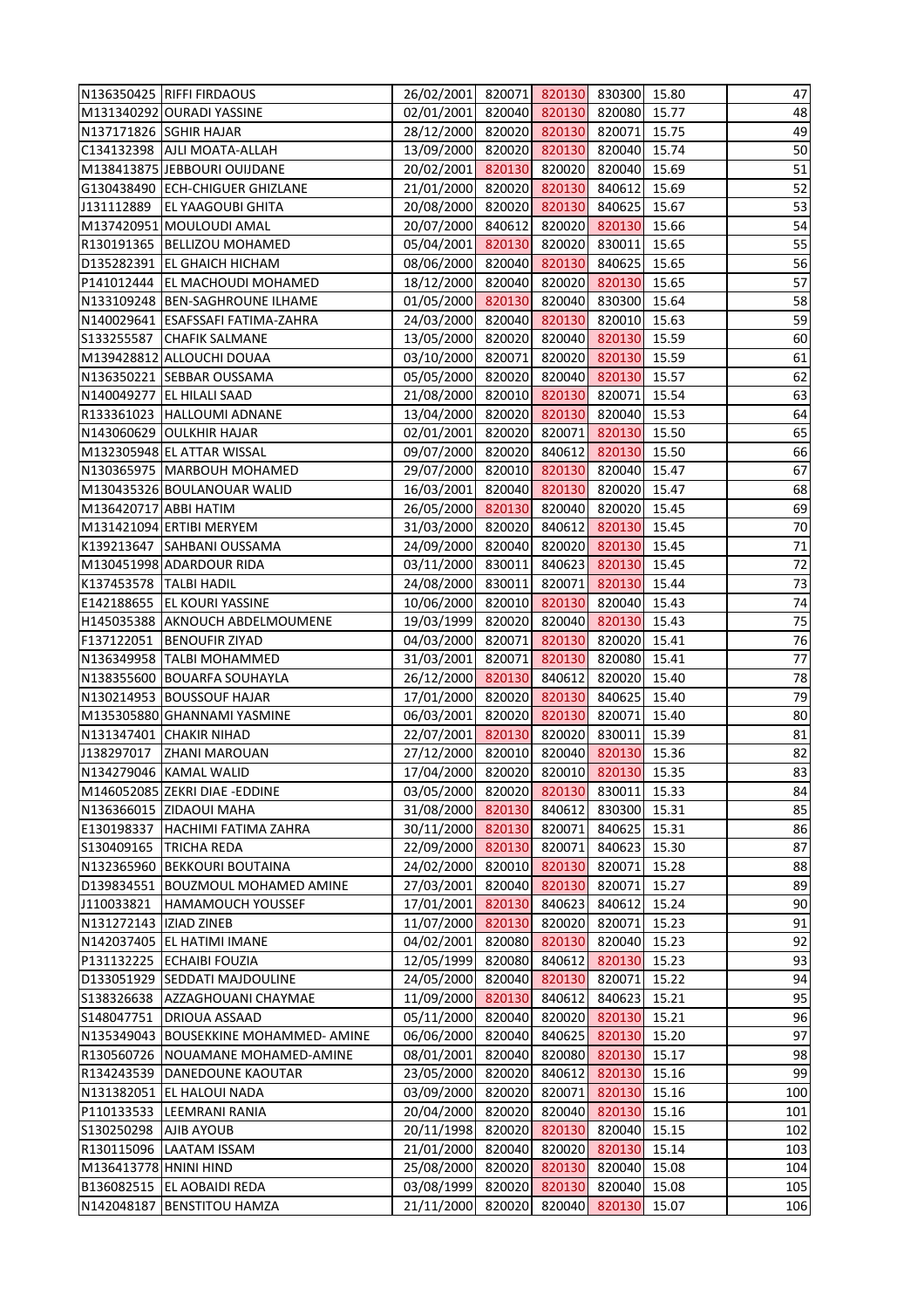| | | | | | | | |
|---|---|---|---|---|---|---|---|
| N136350425 | RIFFI FIRDAOUS | 26/02/2001 | 820071 | 820130 | 830300 | 15.80 | 47 |
| M131340292 | OURADI YASSINE | 02/01/2001 | 820040 | 820130 | 820080 | 15.77 | 48 |
| N137171826 | SGHIR HAJAR | 28/12/2000 | 820020 | 820130 | 820071 | 15.75 | 49 |
| C134132398 | AJLI MOATA-ALLAH | 13/09/2000 | 820020 | 820130 | 820040 | 15.74 | 50 |
| M138413875 | JEBBOURI OUIJDANE | 20/02/2001 | 820130 | 820020 | 820040 | 15.69 | 51 |
| G130438490 | ECH-CHIGUER GHIZLANE | 21/01/2000 | 820020 | 820130 | 840612 | 15.69 | 52 |
| J131112889 | EL YAAGOUBI GHITA | 20/08/2000 | 820020 | 820130 | 840625 | 15.67 | 53 |
| M137420951 | MOULOUDI AMAL | 20/07/2000 | 840612 | 820020 | 820130 | 15.66 | 54 |
| R130191365 | BELLIZOU MOHAMED | 05/04/2001 | 820130 | 820020 | 830011 | 15.65 | 55 |
| D135282391 | EL GHAICH HICHAM | 08/06/2000 | 820040 | 820130 | 840625 | 15.65 | 56 |
| P141012444 | EL MACHOUDI MOHAMED | 18/12/2000 | 820040 | 820020 | 820130 | 15.65 | 57 |
| N133109248 | BEN-SAGHROUNE ILHAME | 01/05/2000 | 820130 | 820040 | 830300 | 15.64 | 58 |
| N140029641 | ESAFSSAFI FATIMA-ZAHRA | 24/03/2000 | 820040 | 820130 | 820010 | 15.63 | 59 |
| S133255587 | CHAFIK SALMANE | 13/05/2000 | 820020 | 820040 | 820130 | 15.59 | 60 |
| M139428812 | ALLOUCHI DOUAA | 03/10/2000 | 820071 | 820020 | 820130 | 15.59 | 61 |
| N136350221 | SEBBAR OUSSAMA | 05/05/2000 | 820020 | 820040 | 820130 | 15.57 | 62 |
| N140049277 | EL HILALI SAAD | 21/08/2000 | 820010 | 820130 | 820071 | 15.54 | 63 |
| R133361023 | HALLOUMI ADNANE | 13/04/2000 | 820020 | 820130 | 820040 | 15.53 | 64 |
| N143060629 | OULKHIR HAJAR | 02/01/2001 | 820020 | 820071 | 820130 | 15.50 | 65 |
| M132305948 | EL ATTAR WISSAL | 09/07/2000 | 820020 | 840612 | 820130 | 15.50 | 66 |
| N130365975 | MARBOUH MOHAMED | 29/07/2000 | 820010 | 820130 | 820040 | 15.47 | 67 |
| M130435326 | BOULANOUAR WALID | 16/03/2001 | 820040 | 820130 | 820020 | 15.47 | 68 |
| M136420717 | ABBI HATIM | 26/05/2000 | 820130 | 820040 | 820020 | 15.45 | 69 |
| M131421094 | ERTIBI MERYEM | 31/03/2000 | 820020 | 840612 | 820130 | 15.45 | 70 |
| K139213647 | SAHBANI OUSSAMA | 24/09/2000 | 820040 | 820020 | 820130 | 15.45 | 71 |
| M130451998 | ADARDOUR RIDA | 03/11/2000 | 830011 | 840623 | 820130 | 15.45 | 72 |
| K137453578 | TALBI HADIL | 24/08/2000 | 830011 | 820071 | 820130 | 15.44 | 73 |
| E142188655 | EL KOURI YASSINE | 10/06/2000 | 820010 | 820130 | 820040 | 15.43 | 74 |
| H145035388 | AKNOUCH ABDELMOUMENE | 19/03/1999 | 820020 | 820040 | 820130 | 15.43 | 75 |
| F137122051 | BENOUFIR ZIYAD | 04/03/2000 | 820071 | 820130 | 820020 | 15.41 | 76 |
| N136349958 | TALBI MOHAMMED | 31/03/2001 | 820071 | 820130 | 820080 | 15.41 | 77 |
| N138355600 | BOUARFA SOUHAYLA | 26/12/2000 | 820130 | 840612 | 820020 | 15.40 | 78 |
| N130214953 | BOUSSOUF HAJAR | 17/01/2000 | 820020 | 820130 | 840625 | 15.40 | 79 |
| M135305880 | GHANNAMI YASMINE | 06/03/2001 | 820020 | 820130 | 820071 | 15.40 | 80 |
| N131347401 | CHAKIR NIHAD | 22/07/2001 | 820130 | 820020 | 830011 | 15.39 | 81 |
| J138297017 | ZHANI MAROUAN | 27/12/2000 | 820010 | 820040 | 820130 | 15.36 | 82 |
| N134279046 | KAMAL WALID | 17/04/2000 | 820020 | 820010 | 820130 | 15.35 | 83 |
| M146052085 | ZEKRI DIAE -EDDINE | 03/05/2000 | 820020 | 820130 | 830011 | 15.33 | 84 |
| N136366015 | ZIDAOUI MAHA | 31/08/2000 | 820130 | 840612 | 830300 | 15.31 | 85 |
| E130198337 | HACHIMI FATIMA ZAHRA | 30/11/2000 | 820130 | 820071 | 840625 | 15.31 | 86 |
| S130409165 | TRICHA REDA | 22/09/2000 | 820130 | 820071 | 840623 | 15.30 | 87 |
| N132365960 | BEKKOURI BOUTAINA | 24/02/2000 | 820010 | 820130 | 820071 | 15.28 | 88 |
| D139834551 | BOUZMOUL MOHAMED AMINE | 27/03/2001 | 820040 | 820130 | 820071 | 15.27 | 89 |
| J110033821 | HAMAMOUCH YOUSSEF | 17/01/2001 | 820130 | 840623 | 840612 | 15.24 | 90 |
| N131272143 | IZIAD ZINEB | 11/07/2000 | 820130 | 820020 | 820071 | 15.23 | 91 |
| N142037405 | EL HATIMI IMANE | 04/02/2001 | 820080 | 820130 | 820040 | 15.23 | 92 |
| P131132225 | ECHAIBI FOUZIA | 12/05/1999 | 820080 | 840612 | 820130 | 15.23 | 93 |
| D133051929 | SEDDATI MAJDOULINE | 24/05/2000 | 820040 | 820130 | 820071 | 15.22 | 94 |
| S138326638 | AZZAGHOUANI CHAYMAE | 11/09/2000 | 820130 | 840612 | 840623 | 15.21 | 95 |
| S148047751 | DRIOUA ASSAAD | 05/11/2000 | 820040 | 820020 | 820130 | 15.21 | 96 |
| N135349043 | BOUSEKKINE MOHAMMED- AMINE | 06/06/2000 | 820040 | 840625 | 820130 | 15.20 | 97 |
| R130560726 | NOUAMANE MOHAMED-AMINE | 08/01/2001 | 820040 | 820080 | 820130 | 15.17 | 98 |
| R134243539 | DANEDOUNE KAOUTAR | 23/05/2000 | 820020 | 840612 | 820130 | 15.16 | 99 |
| N131382051 | EL HALOUI NADA | 03/09/2000 | 820020 | 820071 | 820130 | 15.16 | 100 |
| P110133533 | LEEMRANI RANIA | 20/04/2000 | 820020 | 820040 | 820130 | 15.16 | 101 |
| S130250298 | AJIB AYOUB | 20/11/1998 | 820020 | 820130 | 820040 | 15.15 | 102 |
| R130115096 | LAATAM ISSAM | 21/01/2000 | 820040 | 820020 | 820130 | 15.14 | 103 |
| M136413778 | HNINI HIND | 25/08/2000 | 820020 | 820130 | 820040 | 15.08 | 104 |
| B136082515 | EL AOBAIDI REDA | 03/08/1999 | 820020 | 820130 | 820040 | 15.08 | 105 |
| N142048187 | BENSTITOU HAMZA | 21/11/2000 | 820020 | 820040 | 820130 | 15.07 | 106 |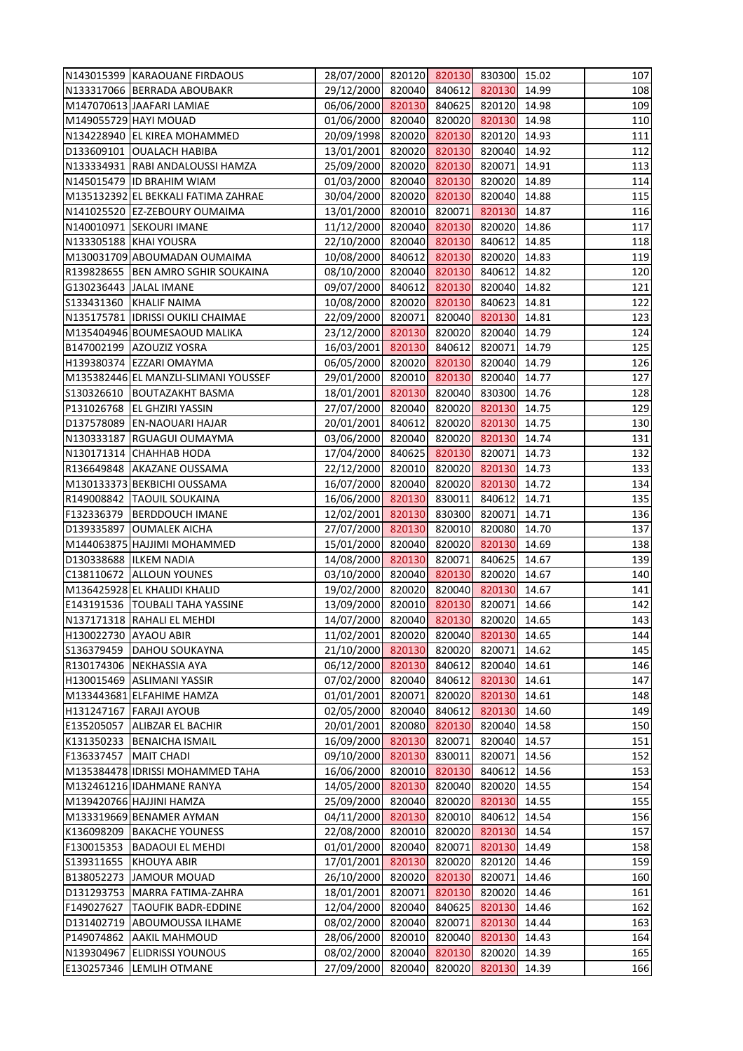| | | | | | | | |
|---|---|---|---|---|---|---|---|
| N143015399 | KARAOUANE FIRDAOUS | 28/07/2000 | 820120 | 820130 | 830300 | 15.02 | 107 |
| N133317066 | BERRADA ABOUBAKR | 29/12/2000 | 820040 | 840612 | 820130 | 14.99 | 108 |
| M147070613 | JAAFARI LAMIAE | 06/06/2000 | 820130 | 840625 | 820120 | 14.98 | 109 |
| M149055729 | HAYI MOUAD | 01/06/2000 | 820040 | 820020 | 820130 | 14.98 | 110 |
| N134228940 | EL KIREA MOHAMMED | 20/09/1998 | 820020 | 820130 | 820120 | 14.93 | 111 |
| D133609101 | OUALACH HABIBA | 13/01/2001 | 820020 | 820130 | 820040 | 14.92 | 112 |
| N133334931 | RABI ANDALOUSSI HAMZA | 25/09/2000 | 820020 | 820130 | 820071 | 14.91 | 113 |
| N145015479 | ID BRAHIM WIAM | 01/03/2000 | 820040 | 820130 | 820020 | 14.89 | 114 |
| M135132392 | EL BEKKALI FATIMA ZAHRAE | 30/04/2000 | 820020 | 820130 | 820040 | 14.88 | 115 |
| N141025520 | EZ-ZEBOURY OUMAIMA | 13/01/2000 | 820010 | 820071 | 820130 | 14.87 | 116 |
| N140010971 | SEKOURI IMANE | 11/12/2000 | 820040 | 820130 | 820020 | 14.86 | 117 |
| N133305188 | KHAI YOUSRA | 22/10/2000 | 820040 | 820130 | 840612 | 14.85 | 118 |
| M130031709 | ABOUMADAN OUMAIMA | 10/08/2000 | 840612 | 820130 | 820020 | 14.83 | 119 |
| R139828655 | BEN AMRO SGHIR SOUKAINA | 08/10/2000 | 820040 | 820130 | 840612 | 14.82 | 120 |
| G130236443 | JALAL IMANE | 09/07/2000 | 840612 | 820130 | 820040 | 14.82 | 121 |
| S133431360 | KHALIF NAIMA | 10/08/2000 | 820020 | 820130 | 840623 | 14.81 | 122 |
| N135175781 | IDRISSI OUKILI CHAIMAE | 22/09/2000 | 820071 | 820040 | 820130 | 14.81 | 123 |
| M135404946 | BOUMESAOUD MALIKA | 23/12/2000 | 820130 | 820020 | 820040 | 14.79 | 124 |
| B147002199 | AZOUZIZ YOSRA | 16/03/2001 | 820130 | 840612 | 820071 | 14.79 | 125 |
| H139380374 | EZZARI OMAYMA | 06/05/2000 | 820020 | 820130 | 820040 | 14.79 | 126 |
| M135382446 | EL MANZLI-SLIMANI YOUSSEF | 29/01/2000 | 820010 | 820130 | 820040 | 14.77 | 127 |
| S130326610 | BOUTAZAKHT BASMA | 18/01/2001 | 820130 | 820040 | 830300 | 14.76 | 128 |
| P131026768 | EL GHZIRI YASSIN | 27/07/2000 | 820040 | 820020 | 820130 | 14.75 | 129 |
| D137578089 | EN-NAOUARI HAJAR | 20/01/2001 | 840612 | 820020 | 820130 | 14.75 | 130 |
| N130333187 | RGUAGUI OUMAYMA | 03/06/2000 | 820040 | 820020 | 820130 | 14.74 | 131 |
| N130171314 | CHAHHAB HODA | 17/04/2000 | 840625 | 820130 | 820071 | 14.73 | 132 |
| R136649848 | AKAZANE OUSSAMA | 22/12/2000 | 820010 | 820020 | 820130 | 14.73 | 133 |
| M130133373 | BEKBICHI OUSSAMA | 16/07/2000 | 820040 | 820020 | 820130 | 14.72 | 134 |
| R149008842 | TAOUIL SOUKAINA | 16/06/2000 | 820130 | 830011 | 840612 | 14.71 | 135 |
| F132336379 | BERDDOUCH IMANE | 12/02/2001 | 820130 | 830300 | 820071 | 14.71 | 136 |
| D139335897 | OUMALEK AICHA | 27/07/2000 | 820130 | 820010 | 820080 | 14.70 | 137 |
| M144063875 | HAJJIMI MOHAMMED | 15/01/2000 | 820040 | 820020 | 820130 | 14.69 | 138 |
| D130338688 | ILKEM NADIA | 14/08/2000 | 820130 | 820071 | 840625 | 14.67 | 139 |
| C138110672 | ALLOUN YOUNES | 03/10/2000 | 820040 | 820130 | 820020 | 14.67 | 140 |
| M136425928 | EL KHALIDI KHALID | 19/02/2000 | 820020 | 820040 | 820130 | 14.67 | 141 |
| E143191536 | TOUBALI TAHA YASSINE | 13/09/2000 | 820010 | 820130 | 820071 | 14.66 | 142 |
| N137171318 | RAHALI EL MEHDI | 14/07/2000 | 820040 | 820130 | 820020 | 14.65 | 143 |
| H130022730 | AYAOU ABIR | 11/02/2001 | 820020 | 820040 | 820130 | 14.65 | 144 |
| S136379459 | DAHOU SOUKAYNA | 21/10/2000 | 820130 | 820020 | 820071 | 14.62 | 145 |
| R130174306 | NEKHASSIA AYA | 06/12/2000 | 820130 | 840612 | 820040 | 14.61 | 146 |
| H130015469 | ASLIMANI YASSIR | 07/02/2000 | 820040 | 840612 | 820130 | 14.61 | 147 |
| M133443681 | ELFAHIME HAMZA | 01/01/2001 | 820071 | 820020 | 820130 | 14.61 | 148 |
| H131247167 | FARAJI AYOUB | 02/05/2000 | 820040 | 840612 | 820130 | 14.60 | 149 |
| E135205057 | ALIBZAR EL BACHIR | 20/01/2001 | 820080 | 820130 | 820040 | 14.58 | 150 |
| K131350233 | BENAICHA ISMAIL | 16/09/2000 | 820130 | 820071 | 820040 | 14.57 | 151 |
| F136337457 | MAIT CHADI | 09/10/2000 | 820130 | 830011 | 820071 | 14.56 | 152 |
| M135384478 | IDRISSI MOHAMMED TAHA | 16/06/2000 | 820010 | 820130 | 840612 | 14.56 | 153 |
| M132461216 | IDAHMANE RANYA | 14/05/2000 | 820130 | 820040 | 820020 | 14.55 | 154 |
| M139420766 | HAJJINI HAMZA | 25/09/2000 | 820040 | 820020 | 820130 | 14.55 | 155 |
| M133319669 | BENAMER AYMAN | 04/11/2000 | 820130 | 820010 | 840612 | 14.54 | 156 |
| K136098209 | BAKACHE YOUNESS | 22/08/2000 | 820010 | 820020 | 820130 | 14.54 | 157 |
| F130015353 | BADAOUI EL MEHDI | 01/01/2000 | 820040 | 820071 | 820130 | 14.49 | 158 |
| S139311655 | KHOUYA ABIR | 17/01/2001 | 820130 | 820020 | 820120 | 14.46 | 159 |
| B138052273 | JAMOUR MOUAD | 26/10/2000 | 820020 | 820130 | 820071 | 14.46 | 160 |
| D131293753 | MARRA FATIMA-ZAHRA | 18/01/2001 | 820071 | 820130 | 820020 | 14.46 | 161 |
| F149027627 | TAOUFIK BADR-EDDINE | 12/04/2000 | 820040 | 840625 | 820130 | 14.46 | 162 |
| D131402719 | ABOUMOUSSA ILHAME | 08/02/2000 | 820040 | 820071 | 820130 | 14.44 | 163 |
| P149074862 | AAKIL MAHMOUD | 28/06/2000 | 820010 | 820040 | 820130 | 14.43 | 164 |
| N139304967 | ELIDRISSI YOUNOUS | 08/02/2000 | 820040 | 820130 | 820020 | 14.39 | 165 |
| E130257346 | LEMLIH OTMANE | 27/09/2000 | 820040 | 820020 | 820130 | 14.39 | 166 |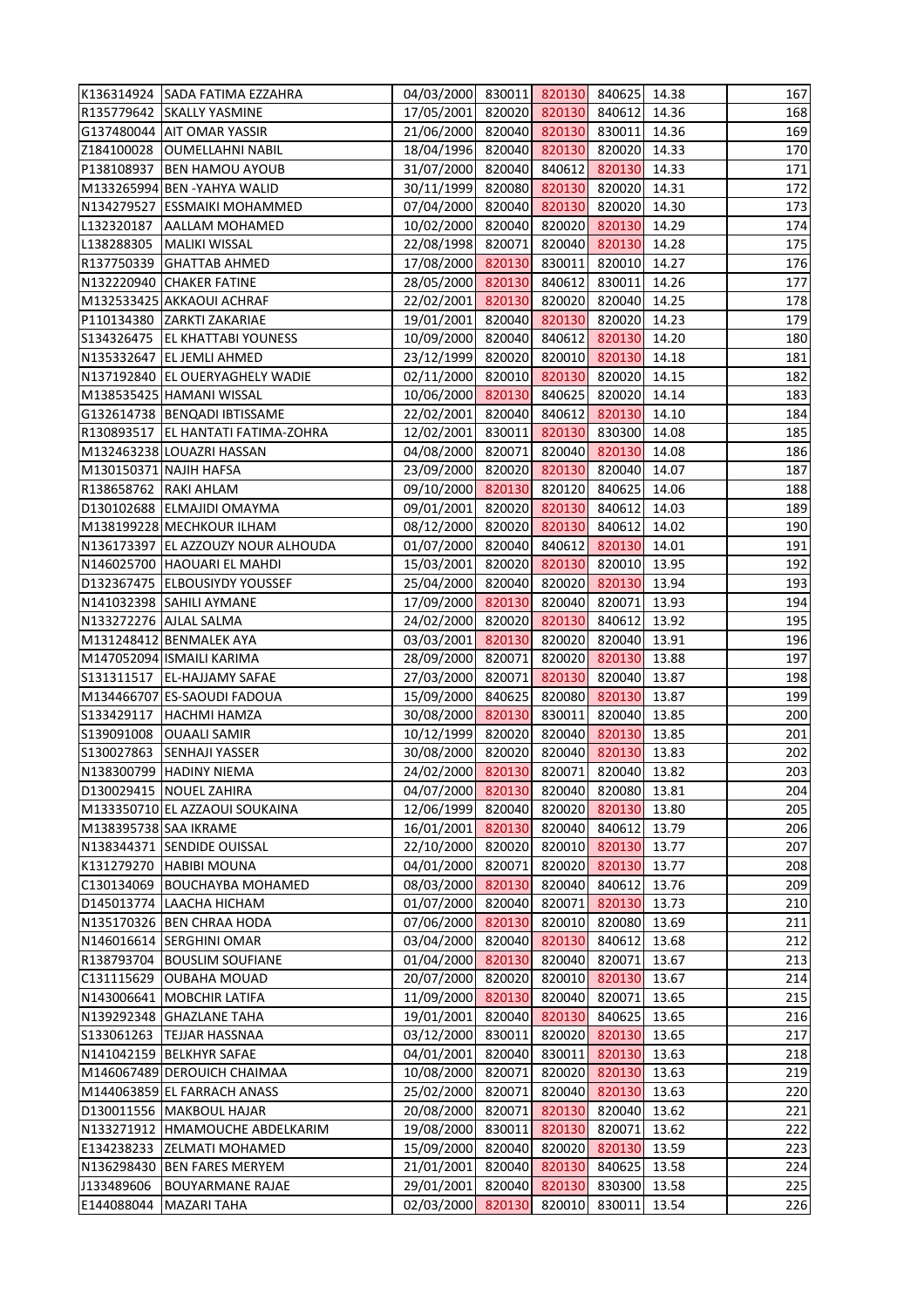| | | | | | | | | |
|---|---|---|---|---|---|---|---|---|
| K136314924 | SADA FATIMA EZZAHRA | 04/03/2000 | 830011 | 820130 | 840625 | 14.38 | | 167 |
| R135779642 | SKALLY YASMINE | 17/05/2001 | 820020 | 820130 | 840612 | 14.36 | | 168 |
| G137480044 | AIT OMAR YASSIR | 21/06/2000 | 820040 | 820130 | 830011 | 14.36 | | 169 |
| Z184100028 | OUMELLAHNI NABIL | 18/04/1996 | 820040 | 820130 | 820020 | 14.33 | | 170 |
| P138108937 | BEN HAMOU AYOUB | 31/07/2000 | 820040 | 840612 | 820130 | 14.33 | | 171 |
| M133265994 | BEN -YAHYA WALID | 30/11/1999 | 820080 | 820130 | 820020 | 14.31 | | 172 |
| N134279527 | ESSMAIKI MOHAMMED | 07/04/2000 | 820040 | 820130 | 820020 | 14.30 | | 173 |
| L132320187 | AALLAM MOHAMED | 10/02/2000 | 820040 | 820020 | 820130 | 14.29 | | 174 |
| L138288305 | MALIKI WISSAL | 22/08/1998 | 820071 | 820040 | 820130 | 14.28 | | 175 |
| R137750339 | GHATTAB AHMED | 17/08/2000 | 820130 | 830011 | 820010 | 14.27 | | 176 |
| N132220940 | CHAKER FATINE | 28/05/2000 | 820130 | 840612 | 830011 | 14.26 | | 177 |
| M132533425 | AKKAOUI ACHRAF | 22/02/2001 | 820130 | 820020 | 820040 | 14.25 | | 178 |
| P110134380 | ZARKTI ZAKARIAE | 19/01/2001 | 820040 | 820130 | 820020 | 14.23 | | 179 |
| S134326475 | EL KHATTABI YOUNESS | 10/09/2000 | 820040 | 840612 | 820130 | 14.20 | | 180 |
| N135332647 | EL JEMLI AHMED | 23/12/1999 | 820020 | 820010 | 820130 | 14.18 | | 181 |
| N137192840 | EL OUERYAGHELY WADIE | 02/11/2000 | 820010 | 820130 | 820020 | 14.15 | | 182 |
| M138535425 | HAMANI WISSAL | 10/06/2000 | 820130 | 840625 | 820020 | 14.14 | | 183 |
| G132614738 | BENQADI IBTISSAME | 22/02/2001 | 820040 | 840612 | 820130 | 14.10 | | 184 |
| R130893517 | EL HANTATI FATIMA-ZOHRA | 12/02/2001 | 830011 | 820130 | 830300 | 14.08 | | 185 |
| M132463238 | LOUAZRI HASSAN | 04/08/2000 | 820071 | 820040 | 820130 | 14.08 | | 186 |
| M130150371 | NAJIH HAFSA | 23/09/2000 | 820020 | 820130 | 820040 | 14.07 | | 187 |
| R138658762 | RAKI AHLAM | 09/10/2000 | 820130 | 820120 | 840625 | 14.06 | | 188 |
| D130102688 | ELMAJIDI OMAYMA | 09/01/2001 | 820020 | 820130 | 840612 | 14.03 | | 189 |
| M138199228 | MECHKOUR ILHAM | 08/12/2000 | 820020 | 820130 | 840612 | 14.02 | | 190 |
| N136173397 | EL AZZOUZY NOUR ALHOUDA | 01/07/2000 | 820040 | 840612 | 820130 | 14.01 | | 191 |
| N146025700 | HAOUARI EL MAHDI | 15/03/2001 | 820020 | 820130 | 820010 | 13.95 | | 192 |
| D132367475 | ELBOUSIYDY YOUSSEF | 25/04/2000 | 820040 | 820020 | 820130 | 13.94 | | 193 |
| N141032398 | SAHILI AYMANE | 17/09/2000 | 820130 | 820040 | 820071 | 13.93 | | 194 |
| N133272276 | AJLAL SALMA | 24/02/2000 | 820020 | 820130 | 840612 | 13.92 | | 195 |
| M131248412 | BENMALEK AYA | 03/03/2001 | 820130 | 820020 | 820040 | 13.91 | | 196 |
| M147052094 | ISMAILI KARIMA | 28/09/2000 | 820071 | 820020 | 820130 | 13.88 | | 197 |
| S131311517 | EL-HAJJAMY SAFAE | 27/03/2000 | 820071 | 820130 | 820040 | 13.87 | | 198 |
| M134466707 | ES-SAOUDI FADOUA | 15/09/2000 | 840625 | 820080 | 820130 | 13.87 | | 199 |
| S133429117 | HACHMI HAMZA | 30/08/2000 | 820130 | 830011 | 820040 | 13.85 | | 200 |
| S139091008 | OUAALI SAMIR | 10/12/1999 | 820020 | 820040 | 820130 | 13.85 | | 201 |
| S130027863 | SENHAJI YASSER | 30/08/2000 | 820020 | 820040 | 820130 | 13.83 | | 202 |
| N138300799 | HADINY NIEMA | 24/02/2000 | 820130 | 820071 | 820040 | 13.82 | | 203 |
| D130029415 | NOUEL ZAHIRA | 04/07/2000 | 820130 | 820040 | 820080 | 13.81 | | 204 |
| M133350710 | EL AZZAOUI SOUKAINA | 12/06/1999 | 820040 | 820020 | 820130 | 13.80 | | 205 |
| M138395738 | SAA IKRAME | 16/01/2001 | 820130 | 820040 | 840612 | 13.79 | | 206 |
| N138344371 | SENDIDE OUISSAL | 22/10/2000 | 820020 | 820010 | 820130 | 13.77 | | 207 |
| K131279270 | HABIBI MOUNA | 04/01/2000 | 820071 | 820020 | 820130 | 13.77 | | 208 |
| C130134069 | BOUCHAYBA MOHAMED | 08/03/2000 | 820130 | 820040 | 840612 | 13.76 | | 209 |
| D145013774 | LAACHA HICHAM | 01/07/2000 | 820040 | 820071 | 820130 | 13.73 | | 210 |
| N135170326 | BEN CHRAA HODA | 07/06/2000 | 820130 | 820010 | 820080 | 13.69 | | 211 |
| N146016614 | SERGHINI OMAR | 03/04/2000 | 820040 | 820130 | 840612 | 13.68 | | 212 |
| R138793704 | BOUSLIM SOUFIANE | 01/04/2000 | 820130 | 820040 | 820071 | 13.67 | | 213 |
| C131115629 | OUBAHA MOUAD | 20/07/2000 | 820020 | 820010 | 820130 | 13.67 | | 214 |
| N143006641 | MOBCHIR LATIFA | 11/09/2000 | 820130 | 820040 | 820071 | 13.65 | | 215 |
| N139292348 | GHAZLANE TAHA | 19/01/2001 | 820040 | 820130 | 840625 | 13.65 | | 216 |
| S133061263 | TEJJAR HASSNAA | 03/12/2000 | 830011 | 820020 | 820130 | 13.65 | | 217 |
| N141042159 | BELKHYR SAFAE | 04/01/2001 | 820040 | 830011 | 820130 | 13.63 | | 218 |
| M146067489 | DEROUICH CHAIMAA | 10/08/2000 | 820071 | 820020 | 820130 | 13.63 | | 219 |
| M144063859 | EL FARRACH ANASS | 25/02/2000 | 820071 | 820040 | 820130 | 13.63 | | 220 |
| D130011556 | MAKBOUL HAJAR | 20/08/2000 | 820071 | 820130 | 820040 | 13.62 | | 221 |
| N133271912 | HMAMOUCHE ABDELKARIM | 19/08/2000 | 830011 | 820130 | 820071 | 13.62 | | 222 |
| E134238233 | ZELMATI MOHAMED | 15/09/2000 | 820040 | 820020 | 820130 | 13.59 | | 223 |
| N136298430 | BEN FARES MERYEM | 21/01/2001 | 820040 | 820130 | 840625 | 13.58 | | 224 |
| J133489606 | BOUYARMANE RAJAE | 29/01/2001 | 820040 | 820130 | 830300 | 13.58 | | 225 |
| E144088044 | MAZARI TAHA | 02/03/2000 | 820130 | 820010 | 830011 | 13.54 | | 226 |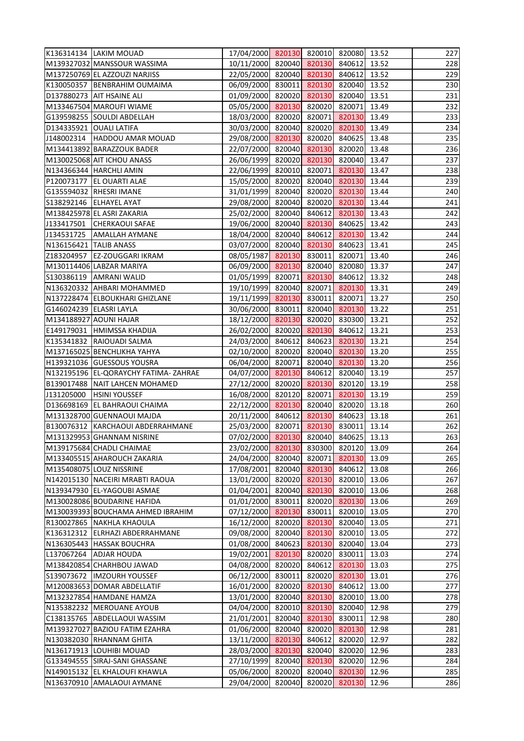| | | | | | | | |
|---|---|---|---|---|---|---|---|
| K136314134 | LAKIM MOUAD | 17/04/2000 | 820130 | 820010 | 820080 | 13.52 | 227 |
| M139327032 | MANSSOUR WASSIMA | 10/11/2000 | 820040 | 820130 | 840612 | 13.52 | 228 |
| M137250769 | EL AZZOUZI NARJISS | 22/05/2000 | 820040 | 820130 | 840612 | 13.52 | 229 |
| K130050357 | BENBRAHIM OUMAIMA | 06/09/2000 | 830011 | 820130 | 820040 | 13.52 | 230 |
| D137880273 | AIT HSAINE ALI | 01/09/2000 | 820020 | 820130 | 820040 | 13.51 | 231 |
| M133467504 | MAROUFI WIAME | 05/05/2000 | 820130 | 820020 | 820071 | 13.49 | 232 |
| G139598255 | SOULDI ABDELLAH | 18/03/2000 | 820020 | 820071 | 820130 | 13.49 | 233 |
| D134335921 | OUALI LATIFA | 30/03/2000 | 820040 | 820020 | 820130 | 13.49 | 234 |
| J148002314 | HADDOU AMAR MOUAD | 29/08/2000 | 820130 | 820020 | 840625 | 13.48 | 235 |
| M134413892 | BARAZZOUK BADER | 22/07/2000 | 820040 | 820130 | 820020 | 13.48 | 236 |
| M130025068 | AIT ICHOU ANASS | 26/06/1999 | 820020 | 820130 | 820040 | 13.47 | 237 |
| N134366344 | HARCHLI AMIN | 22/06/1999 | 820010 | 820071 | 820130 | 13.47 | 238 |
| P120073177 | EL OUARTI ALAE | 15/05/2000 | 820020 | 820040 | 820130 | 13.44 | 239 |
| G135594032 | RHESRI IMANE | 31/01/1999 | 820040 | 820020 | 820130 | 13.44 | 240 |
| S138292146 | ELHAYEL AYAT | 29/08/2000 | 820040 | 820020 | 820130 | 13.44 | 241 |
| M138425978 | EL ASRI ZAKARIA | 25/02/2000 | 820040 | 840612 | 820130 | 13.43 | 242 |
| J133417501 | CHERKAOUI SAFAE | 19/06/2000 | 820040 | 820130 | 840625 | 13.42 | 243 |
| J134531725 | AMALLAH AYMANE | 18/04/2000 | 820040 | 840612 | 820130 | 13.42 | 244 |
| N136156421 | TALIB ANASS | 03/07/2000 | 820040 | 820130 | 840623 | 13.41 | 245 |
| Z183204957 | EZ-ZOUGGARI IKRAM | 08/05/1987 | 820130 | 830011 | 820071 | 13.40 | 246 |
| M130114406 | LABZAR MARIYA | 06/09/2000 | 820130 | 820040 | 820080 | 13.37 | 247 |
| S130386119 | AMRANI WALID | 01/05/1999 | 820071 | 820130 | 840612 | 13.32 | 248 |
| N136320332 | AHBARI MOHAMMED | 19/10/1999 | 820040 | 820071 | 820130 | 13.31 | 249 |
| N137228474 | ELBOUKHARI GHIZLANE | 19/11/1999 | 820130 | 830011 | 820071 | 13.27 | 250 |
| G146024239 | ELASRI LAYLA | 30/06/2000 | 830011 | 820040 | 820130 | 13.22 | 251 |
| M134188927 | AOUNI HAJAR | 18/12/2000 | 820130 | 820020 | 830300 | 13.21 | 252 |
| E149179031 | HMIMSSA KHADIJA | 26/02/2000 | 820020 | 820130 | 840612 | 13.21 | 253 |
| K135341832 | RAIOUADI SALMA | 24/03/2000 | 840612 | 840623 | 820130 | 13.21 | 254 |
| M137165025 | BENCHLIKHA YAHYA | 02/10/2000 | 820020 | 820040 | 820130 | 13.20 | 255 |
| H139321036 | GUESSOUS YOUSRA | 06/04/2000 | 820071 | 820040 | 820130 | 13.20 | 256 |
| M132195196 | EL-QORAYCHY FATIMA- ZAHRAE | 04/07/2000 | 820130 | 840612 | 820040 | 13.19 | 257 |
| B139017488 | NAIT LAHCEN MOHAMED | 27/12/2000 | 820020 | 820130 | 820120 | 13.19 | 258 |
| J131205000 | HSINI YOUSSEF | 16/08/2000 | 820120 | 820071 | 820130 | 13.19 | 259 |
| D136698169 | EL BAHRAOUI CHAIMA | 22/12/2000 | 820130 | 820040 | 820020 | 13.18 | 260 |
| M131328700 | GUENNAOUI MAJDA | 20/11/2000 | 840612 | 820130 | 840623 | 13.18 | 261 |
| B130076312 | KARCHAOUI ABDERRAHMANE | 25/03/2000 | 820071 | 820130 | 830011 | 13.14 | 262 |
| M131329953 | GHANNAM NISRINE | 07/02/2000 | 820130 | 820040 | 840625 | 13.13 | 263 |
| M139175684 | CHADLI CHAIMAE | 23/02/2000 | 820130 | 830300 | 820120 | 13.09 | 264 |
| M133405515 | AHAROUCH ZAKARIA | 24/04/2000 | 820040 | 820071 | 820130 | 13.09 | 265 |
| M135408075 | LOUZ NISSRINE | 17/08/2001 | 820040 | 820130 | 840612 | 13.08 | 266 |
| N142015130 | NACEIRI MRABTI RAOUA | 13/01/2000 | 820020 | 820130 | 820010 | 13.06 | 267 |
| N139347930 | EL-YAGOUBI ASMAE | 01/04/2001 | 820040 | 820130 | 820010 | 13.06 | 268 |
| M130028086 | BOUDARINE HAFIDA | 01/01/2000 | 830011 | 820020 | 820130 | 13.06 | 269 |
| M130039393 | BOUCHAMA AHMED IBRAHIM | 07/12/2000 | 820130 | 830011 | 820010 | 13.05 | 270 |
| R130027865 | NAKHLA KHAOULA | 16/12/2000 | 820020 | 820130 | 820040 | 13.05 | 271 |
| K136312312 | ELRHAZI ABDERRAHMANE | 09/08/2000 | 820040 | 820130 | 820010 | 13.05 | 272 |
| N136305443 | HASSAK BOUCHRA | 01/08/2000 | 840623 | 820130 | 820040 | 13.04 | 273 |
| L137067264 | ADJAR HOUDA | 19/02/2001 | 820130 | 820020 | 830011 | 13.03 | 274 |
| M138420854 | CHARHBOU JAWAD | 04/08/2000 | 820020 | 840612 | 820130 | 13.03 | 275 |
| S139073672 | IMZOURH YOUSSEF | 06/12/2000 | 830011 | 820020 | 820130 | 13.01 | 276 |
| M120083653 | DOMAR ABDELLATIF | 16/01/2000 | 820020 | 820130 | 840612 | 13.00 | 277 |
| M132327854 | HAMDANE HAMZA | 13/01/2000 | 820040 | 820130 | 820010 | 13.00 | 278 |
| N135382232 | MEROUANE AYOUB | 04/04/2000 | 820010 | 820130 | 820040 | 12.98 | 279 |
| C138135765 | ABDELLAOUI WASSIM | 21/01/2001 | 820040 | 820130 | 830011 | 12.98 | 280 |
| M139327027 | BAZIOU FATIM EZAHRA | 01/06/2000 | 820040 | 820020 | 820130 | 12.98 | 281 |
| N130382030 | RHANNAM GHITA | 13/11/2000 | 820130 | 840612 | 820020 | 12.97 | 282 |
| N136171913 | LOUHIBI MOUAD | 28/03/2000 | 820130 | 820040 | 820020 | 12.96 | 283 |
| G133494555 | SIRAJ-SANI GHASSANE | 27/10/1999 | 820040 | 820130 | 820020 | 12.96 | 284 |
| N149015132 | EL KHALOUFI KHAWLA | 05/06/2000 | 820020 | 820040 | 820130 | 12.96 | 285 |
| N136370910 | AMALAOUI AYMANE | 29/04/2000 | 820040 | 820020 | 820130 | 12.96 | 286 |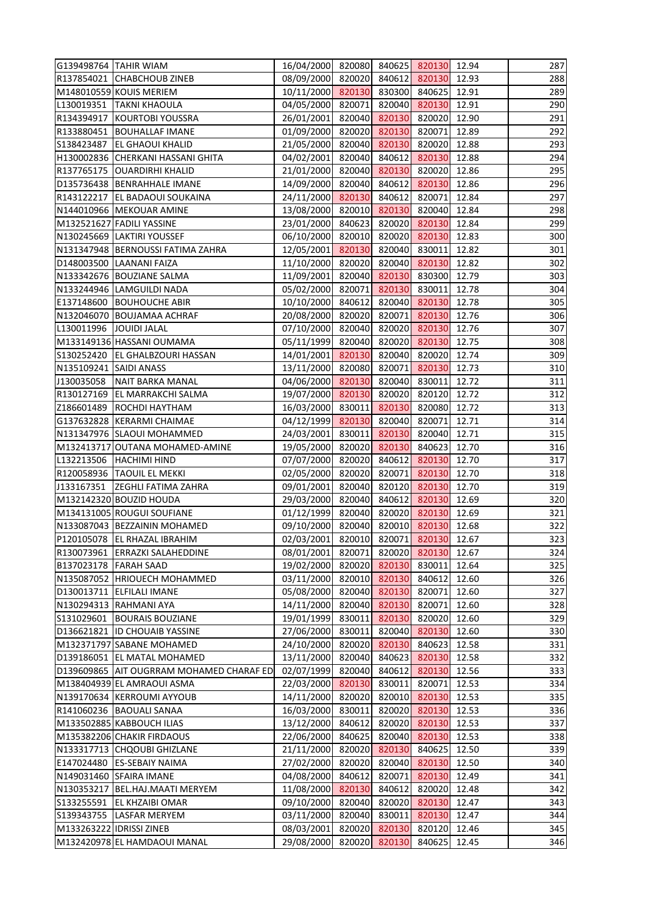| | | | | | | | |
|---|---|---|---|---|---|---|---|
| G139498764 | TAHIR WIAM | 16/04/2000 | 820080 | 840625 | 820130 | 12.94 | 287 |
| R137854021 | CHABCHOUB ZINEB | 08/09/2000 | 820020 | 840612 | 820130 | 12.93 | 288 |
| M148010559 | KOUIS MERIEM | 10/11/2000 | 820130 | 830300 | 840625 | 12.91 | 289 |
| L130019351 | TAKNI KHAOULA | 04/05/2000 | 820071 | 820040 | 820130 | 12.91 | 290 |
| R134394917 | KOURTOBI YOUSSRA | 26/01/2001 | 820040 | 820130 | 820020 | 12.90 | 291 |
| R133880451 | BOUHALLAF IMANE | 01/09/2000 | 820020 | 820130 | 820071 | 12.89 | 292 |
| S138423487 | EL GHAOUI KHALID | 21/05/2000 | 820040 | 820130 | 820020 | 12.88 | 293 |
| H130002836 | CHERKANI HASSANI GHITA | 04/02/2001 | 820040 | 840612 | 820130 | 12.88 | 294 |
| R137765175 | OUARDIRHI KHALID | 21/01/2000 | 820040 | 820130 | 820020 | 12.86 | 295 |
| D135736438 | BENRAHHALE IMANE | 14/09/2000 | 820040 | 840612 | 820130 | 12.86 | 296 |
| R143122217 | EL BADAOUI SOUKAINA | 24/11/2000 | 820130 | 840612 | 820071 | 12.84 | 297 |
| N144010966 | MEKOUAR AMINE | 13/08/2000 | 820010 | 820130 | 820040 | 12.84 | 298 |
| M132521627 | FADILI YASSINE | 23/01/2000 | 840623 | 820020 | 820130 | 12.84 | 299 |
| N130245669 | LAKTIRI YOUSSEF | 06/10/2000 | 820010 | 820020 | 820130 | 12.83 | 300 |
| N131347948 | BERNOUSSI FATIMA ZAHRA | 12/05/2001 | 820130 | 820040 | 830011 | 12.82 | 301 |
| D148003500 | LAANANI FAIZA | 11/10/2000 | 820020 | 820040 | 820130 | 12.82 | 302 |
| N133342676 | BOUZIANE SALMA | 11/09/2001 | 820040 | 820130 | 830300 | 12.79 | 303 |
| N133244946 | LAMGUILDI NADA | 05/02/2000 | 820071 | 820130 | 830011 | 12.78 | 304 |
| E137148600 | BOUHOUCHE ABIR | 10/10/2000 | 840612 | 820040 | 820130 | 12.78 | 305 |
| N132046070 | BOUJAMAA ACHRAF | 20/08/2000 | 820020 | 820071 | 820130 | 12.76 | 306 |
| L130011996 | JOUIDI JALAL | 07/10/2000 | 820040 | 820020 | 820130 | 12.76 | 307 |
| M133149136 | HASSANI OUMAMA | 05/11/1999 | 820040 | 820020 | 820130 | 12.75 | 308 |
| S130252420 | EL GHALBZOURI HASSAN | 14/01/2001 | 820130 | 820040 | 820020 | 12.74 | 309 |
| N135109241 | SAIDI ANASS | 13/11/2000 | 820080 | 820071 | 820130 | 12.73 | 310 |
| J130035058 | NAIT BARKA MANAL | 04/06/2000 | 820130 | 820040 | 830011 | 12.72 | 311 |
| R130127169 | EL MARRAKCHI SALMA | 19/07/2000 | 820130 | 820020 | 820120 | 12.72 | 312 |
| Z186601489 | ROCHDI HAYTHAM | 16/03/2000 | 830011 | 820130 | 820080 | 12.72 | 313 |
| G137632828 | KERARMI CHAIMAE | 04/12/1999 | 820130 | 820040 | 820071 | 12.71 | 314 |
| N131347976 | SLAOUI MOHAMMED | 24/03/2001 | 830011 | 820130 | 820040 | 12.71 | 315 |
| M132413717 | OUTANA MOHAMED-AMINE | 19/05/2000 | 820020 | 820130 | 840623 | 12.70 | 316 |
| L132213506 | HACHIMI HIND | 07/07/2000 | 820020 | 840612 | 820130 | 12.70 | 317 |
| R120058936 | TAOUIL EL MEKKI | 02/05/2000 | 820020 | 820071 | 820130 | 12.70 | 318 |
| J133167351 | ZEGHLI FATIMA ZAHRA | 09/01/2001 | 820040 | 820120 | 820130 | 12.70 | 319 |
| M132142320 | BOUZID HOUDA | 29/03/2000 | 820040 | 840612 | 820130 | 12.69 | 320 |
| M134131005 | ROUGUI SOUFIANE | 01/12/1999 | 820040 | 820020 | 820130 | 12.69 | 321 |
| N133087043 | BEZZAININ MOHAMED | 09/10/2000 | 820040 | 820010 | 820130 | 12.68 | 322 |
| P120105078 | EL RHAZAL IBRAHIM | 02/03/2001 | 820010 | 820071 | 820130 | 12.67 | 323 |
| R130073961 | ERRAZKI SALAHEDDINE | 08/01/2001 | 820071 | 820020 | 820130 | 12.67 | 324 |
| B137023178 | FARAH SAAD | 19/02/2000 | 820020 | 820130 | 830011 | 12.64 | 325 |
| N135087052 | HRIOUECH MOHAMMED | 03/11/2000 | 820010 | 820130 | 840612 | 12.60 | 326 |
| D130013711 | ELFILALI IMANE | 05/08/2000 | 820040 | 820130 | 820071 | 12.60 | 327 |
| N130294313 | RAHMANI AYA | 14/11/2000 | 820040 | 820130 | 820071 | 12.60 | 328 |
| S131029601 | BOURAIS BOUZIANE | 19/01/1999 | 830011 | 820130 | 820020 | 12.60 | 329 |
| D136621821 | ID CHOUAIB YASSINE | 27/06/2000 | 830011 | 820040 | 820130 | 12.60 | 330 |
| M132371797 | SABANE MOHAMED | 24/10/2000 | 820020 | 820130 | 840623 | 12.58 | 331 |
| D139186051 | EL MATAL MOHAMED | 13/11/2000 | 820040 | 840623 | 820130 | 12.58 | 332 |
| D139609865 | AIT OUGRRAM MOHAMED CHARAF ED | 02/07/1999 | 820040 | 840612 | 820130 | 12.56 | 333 |
| M138404939 | EL AMRAOUI ASMA | 22/03/2000 | 820130 | 830011 | 820071 | 12.53 | 334 |
| N139170634 | KERROUMI AYYOUB | 14/11/2000 | 820020 | 820010 | 820130 | 12.53 | 335 |
| R141060236 | BAOUALI SANAA | 16/03/2000 | 830011 | 820020 | 820130 | 12.53 | 336 |
| M133502885 | KABBOUCH ILIAS | 13/12/2000 | 840612 | 820020 | 820130 | 12.53 | 337 |
| M135382206 | CHAKIR FIRDAOUS | 22/06/2000 | 840625 | 820040 | 820130 | 12.53 | 338 |
| N133317713 | CHQOUBI GHIZLANE | 21/11/2000 | 820020 | 820130 | 840625 | 12.50 | 339 |
| E147024480 | ES-SEBAIY NAIMA | 27/02/2000 | 820020 | 820040 | 820130 | 12.50 | 340 |
| N149031460 | SFAIRA IMANE | 04/08/2000 | 840612 | 820071 | 820130 | 12.49 | 341 |
| N130353217 | BEL.HAJ.MAATI MERYEM | 11/08/2000 | 820130 | 840612 | 820020 | 12.48 | 342 |
| S133255591 | EL KHZAIBI OMAR | 09/10/2000 | 820040 | 820020 | 820130 | 12.47 | 343 |
| S139343755 | LASFAR MERYEM | 03/11/2000 | 820040 | 830011 | 820130 | 12.47 | 344 |
| M133263222 | IDRISSI ZINEB | 08/03/2001 | 820020 | 820130 | 820120 | 12.46 | 345 |
| M132420978 | EL HAMDAOUI MANAL | 29/08/2000 | 820020 | 820130 | 840625 | 12.45 | 346 |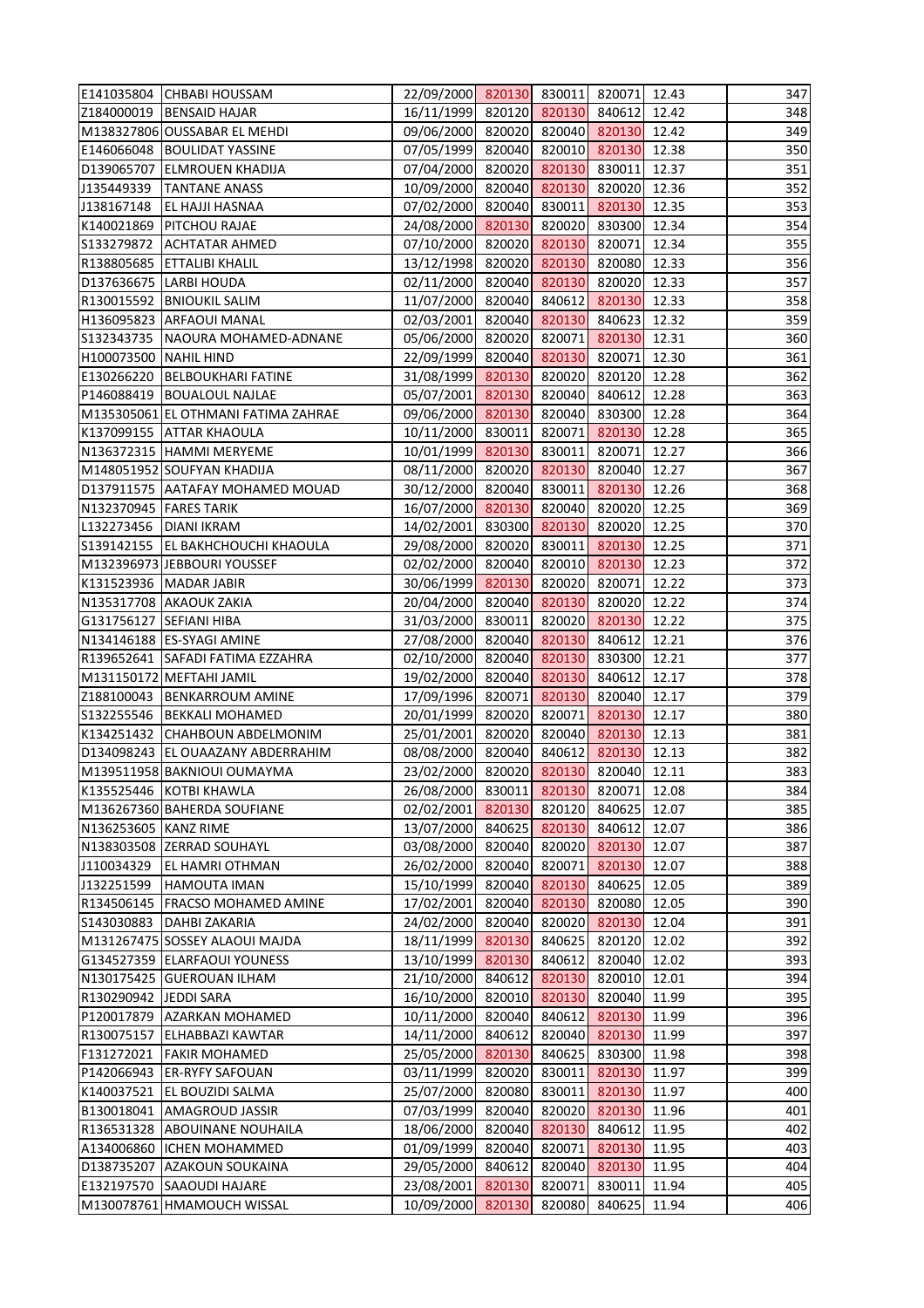| | | | | | | | |
|---|---|---|---|---|---|---|---|
| E141035804 | CHBABI HOUSSAM | 22/09/2000 | 820130 | 830011 | 820071 | 12.43 | 347 |
| Z184000019 | BENSAID HAJAR | 16/11/1999 | 820120 | 820130 | 840612 | 12.42 | 348 |
| M138327806 | OUSSABAR EL MEHDI | 09/06/2000 | 820020 | 820040 | 820130 | 12.42 | 349 |
| E146066048 | BOULIDAT YASSINE | 07/05/1999 | 820040 | 820010 | 820130 | 12.38 | 350 |
| D139065707 | ELMROUEN KHADIJA | 07/04/2000 | 820020 | 820130 | 830011 | 12.37 | 351 |
| J135449339 | TANTANE ANASS | 10/09/2000 | 820040 | 820130 | 820020 | 12.36 | 352 |
| J138167148 | EL HAJJI HASNAA | 07/02/2000 | 820040 | 830011 | 820130 | 12.35 | 353 |
| K140021869 | PITCHOU RAJAE | 24/08/2000 | 820130 | 820020 | 830300 | 12.34 | 354 |
| S133279872 | ACHTATAR AHMED | 07/10/2000 | 820020 | 820130 | 820071 | 12.34 | 355 |
| R138805685 | ETTALIBI KHALIL | 13/12/1998 | 820020 | 820130 | 820080 | 12.33 | 356 |
| D137636675 | LARBI HOUDA | 02/11/2000 | 820040 | 820130 | 820020 | 12.33 | 357 |
| R130015592 | BNIOUKIL SALIM | 11/07/2000 | 820040 | 840612 | 820130 | 12.33 | 358 |
| H136095823 | ARFAOUI MANAL | 02/03/2001 | 820040 | 820130 | 840623 | 12.32 | 359 |
| S132343735 | NAOURA MOHAMED-ADNANE | 05/06/2000 | 820020 | 820071 | 820130 | 12.31 | 360 |
| H100073500 | NAHIL HIND | 22/09/1999 | 820040 | 820130 | 820071 | 12.30 | 361 |
| E130266220 | BELBOUKHARI FATINE | 31/08/1999 | 820130 | 820020 | 820120 | 12.28 | 362 |
| P146088419 | BOUALOUL NAJLAE | 05/07/2001 | 820130 | 820040 | 840612 | 12.28 | 363 |
| M135305061 | EL OTHMANI FATIMA ZAHRAE | 09/06/2000 | 820130 | 820040 | 830300 | 12.28 | 364 |
| K137099155 | ATTAR KHAOULA | 10/11/2000 | 830011 | 820071 | 820130 | 12.28 | 365 |
| N136372315 | HAMMI MERYEME | 10/01/1999 | 820130 | 830011 | 820071 | 12.27 | 366 |
| M148051952 | SOUFYAN KHADIJA | 08/11/2000 | 820020 | 820130 | 820040 | 12.27 | 367 |
| D137911575 | AATAFAY MOHAMED MOUAD | 30/12/2000 | 820040 | 830011 | 820130 | 12.26 | 368 |
| N132370945 | FARES TARIK | 16/07/2000 | 820130 | 820040 | 820020 | 12.25 | 369 |
| L132273456 | DIANI IKRAM | 14/02/2001 | 830300 | 820130 | 820020 | 12.25 | 370 |
| S139142155 | EL BAKHCHOUCHI KHAOULA | 29/08/2000 | 820020 | 830011 | 820130 | 12.25 | 371 |
| M132396973 | JEBBOURI YOUSSEF | 02/02/2000 | 820040 | 820010 | 820130 | 12.23 | 372 |
| K131523936 | MADAR JABIR | 30/06/1999 | 820130 | 820020 | 820071 | 12.22 | 373 |
| N135317708 | AKAOUK ZAKIA | 20/04/2000 | 820040 | 820130 | 820020 | 12.22 | 374 |
| G131756127 | SEFIANI HIBA | 31/03/2000 | 830011 | 820020 | 820130 | 12.22 | 375 |
| N134146188 | ES-SYAGI AMINE | 27/08/2000 | 820040 | 820130 | 840612 | 12.21 | 376 |
| R139652641 | SAFADI FATIMA EZZAHRA | 02/10/2000 | 820040 | 820130 | 830300 | 12.21 | 377 |
| M131150172 | MEFTAHI JAMIL | 19/02/2000 | 820040 | 820130 | 840612 | 12.17 | 378 |
| Z188100043 | BENKARROUM AMINE | 17/09/1996 | 820071 | 820130 | 820040 | 12.17 | 379 |
| S132255546 | BEKKALI MOHAMED | 20/01/1999 | 820020 | 820071 | 820130 | 12.17 | 380 |
| K134251432 | CHAHBOUN ABDELMONIM | 25/01/2001 | 820020 | 820040 | 820130 | 12.13 | 381 |
| D134098243 | EL OUAAZANY ABDERRAHIM | 08/08/2000 | 820040 | 840612 | 820130 | 12.13 | 382 |
| M139511958 | BAKNIOUI OUMAYMA | 23/02/2000 | 820020 | 820130 | 820040 | 12.11 | 383 |
| K135525446 | KOTBI KHAWLA | 26/08/2000 | 830011 | 820130 | 820071 | 12.08 | 384 |
| M136267360 | BAHERDA SOUFIANE | 02/02/2001 | 820130 | 820120 | 840625 | 12.07 | 385 |
| N136253605 | KANZ RIME | 13/07/2000 | 840625 | 820130 | 840612 | 12.07 | 386 |
| N138303508 | ZERRAD SOUHAYL | 03/08/2000 | 820040 | 820020 | 820130 | 12.07 | 387 |
| J110034329 | EL HAMRI OTHMAN | 26/02/2000 | 820040 | 820071 | 820130 | 12.07 | 388 |
| J132251599 | HAMOUTA IMAN | 15/10/1999 | 820040 | 820130 | 840625 | 12.05 | 389 |
| R134506145 | FRACSO MOHAMED AMINE | 17/02/2001 | 820040 | 820130 | 820080 | 12.05 | 390 |
| S143030883 | DAHBI ZAKARIA | 24/02/2000 | 820040 | 820020 | 820130 | 12.04 | 391 |
| M131267475 | SOSSEY ALAOUI MAJDA | 18/11/1999 | 820130 | 840625 | 820120 | 12.02 | 392 |
| G134527359 | ELARFAOUI YOUNESS | 13/10/1999 | 820130 | 840612 | 820040 | 12.02 | 393 |
| N130175425 | GUEROUAN ILHAM | 21/10/2000 | 840612 | 820130 | 820010 | 12.01 | 394 |
| R130290942 | JEDDI SARA | 16/10/2000 | 820010 | 820130 | 820040 | 11.99 | 395 |
| P120017879 | AZARKAN MOHAMED | 10/11/2000 | 820040 | 840612 | 820130 | 11.99 | 396 |
| R130075157 | ELHABBAZI KAWTAR | 14/11/2000 | 840612 | 820040 | 820130 | 11.99 | 397 |
| F131272021 | FAKIR MOHAMED | 25/05/2000 | 820130 | 840625 | 830300 | 11.98 | 398 |
| P142066943 | ER-RYFY SAFOUAN | 03/11/1999 | 820020 | 830011 | 820130 | 11.97 | 399 |
| K140037521 | EL BOUZIDI SALMA | 25/07/2000 | 820080 | 830011 | 820130 | 11.97 | 400 |
| B130018041 | AMAGROUD JASSIR | 07/03/1999 | 820040 | 820020 | 820130 | 11.96 | 401 |
| R136531328 | ABOUINANE NOUHAILA | 18/06/2000 | 820040 | 820130 | 840612 | 11.95 | 402 |
| A134006860 | ICHEN MOHAMMED | 01/09/1999 | 820040 | 820071 | 820130 | 11.95 | 403 |
| D138735207 | AZAKOUN SOUKAINA | 29/05/2000 | 840612 | 820040 | 820130 | 11.95 | 404 |
| E132197570 | SAAOUDI HAJARE | 23/08/2001 | 820130 | 820071 | 830011 | 11.94 | 405 |
| M130078761 | HMAMOUCH WISSAL | 10/09/2000 | 820130 | 820080 | 840625 | 11.94 | 406 |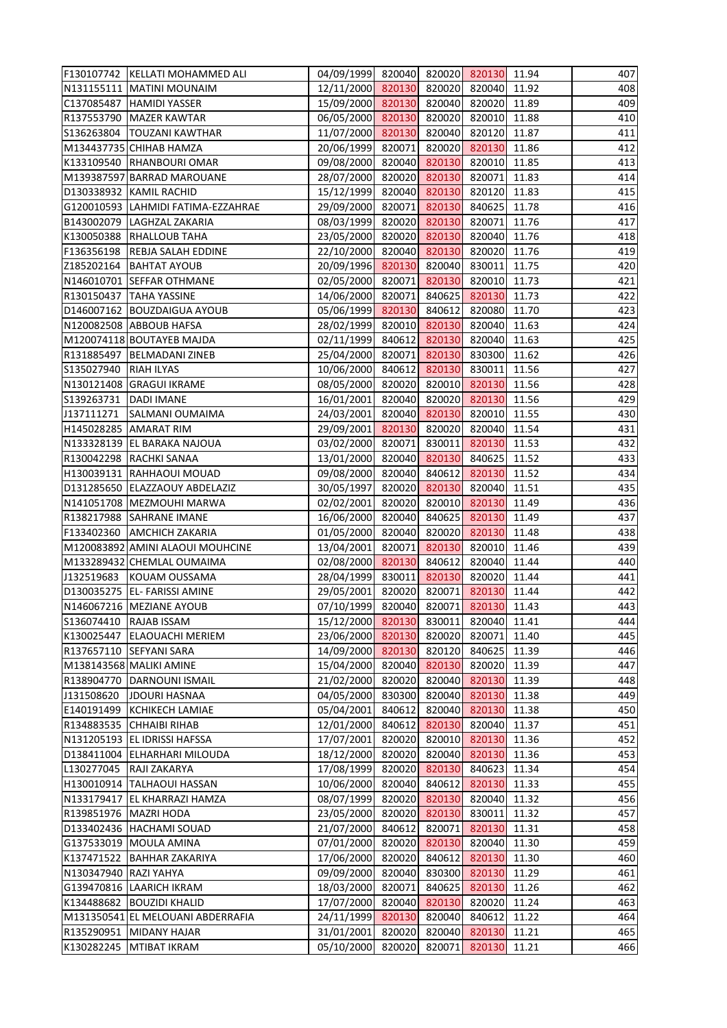| | | | | | | | |
|---|---|---|---|---|---|---|---|
| F130107742 | KELLATI MOHAMMED ALI | 04/09/1999 | 820040 | 820020 | 820130 | 11.94 | 407 |
| N131155111 | MATINI MOUNAIM | 12/11/2000 | 820130 | 820020 | 820040 | 11.92 | 408 |
| C137085487 | HAMIDI YASSER | 15/09/2000 | 820130 | 820040 | 820020 | 11.89 | 409 |
| R137553790 | MAZER KAWTAR | 06/05/2000 | 820130 | 820020 | 820010 | 11.88 | 410 |
| S136263804 | TOUZANI KAWTHAR | 11/07/2000 | 820130 | 820040 | 820120 | 11.87 | 411 |
| M134437735 | CHIHAB HAMZA | 20/06/1999 | 820071 | 820020 | 820130 | 11.86 | 412 |
| K133109540 | RHANBOURI OMAR | 09/08/2000 | 820040 | 820130 | 820010 | 11.85 | 413 |
| M139387597 | BARRAD MAROUANE | 28/07/2000 | 820020 | 820130 | 820071 | 11.83 | 414 |
| D130338932 | KAMIL RACHID | 15/12/1999 | 820040 | 820130 | 820120 | 11.83 | 415 |
| G120010593 | LAHMIDI FATIMA-EZZAHRAE | 29/09/2000 | 820071 | 820130 | 840625 | 11.78 | 416 |
| B143002079 | LAGHZAL ZAKARIA | 08/03/1999 | 820020 | 820130 | 820071 | 11.76 | 417 |
| K130050388 | RHALLOUB TAHA | 23/05/2000 | 820020 | 820130 | 820040 | 11.76 | 418 |
| F136356198 | REBJA SALAH EDDINE | 22/10/2000 | 820040 | 820130 | 820020 | 11.76 | 419 |
| Z185202164 | BAHTAT AYOUB | 20/09/1996 | 820130 | 820040 | 830011 | 11.75 | 420 |
| N146010701 | SEFFAR OTHMANE | 02/05/2000 | 820071 | 820130 | 820010 | 11.73 | 421 |
| R130150437 | TAHA YASSINE | 14/06/2000 | 820071 | 840625 | 820130 | 11.73 | 422 |
| D146007162 | BOUZDAIGUA AYOUB | 05/06/1999 | 820130 | 840612 | 820080 | 11.70 | 423 |
| N120082508 | ABBOUB HAFSA | 28/02/1999 | 820010 | 820130 | 820040 | 11.63 | 424 |
| M120074118 | BOUTAYEB MAJDA | 02/11/1999 | 840612 | 820130 | 820040 | 11.63 | 425 |
| R131885497 | BELMADANI ZINEB | 25/04/2000 | 820071 | 820130 | 830300 | 11.62 | 426 |
| S135027940 | RIAH ILYAS | 10/06/2000 | 840612 | 820130 | 830011 | 11.56 | 427 |
| N130121408 | GRAGUI IKRAME | 08/05/2000 | 820020 | 820010 | 820130 | 11.56 | 428 |
| S139263731 | DADI IMANE | 16/01/2001 | 820040 | 820020 | 820130 | 11.56 | 429 |
| J137111271 | SALMANI OUMAIMA | 24/03/2001 | 820040 | 820130 | 820010 | 11.55 | 430 |
| H145028285 | AMARAT RIM | 29/09/2001 | 820130 | 820020 | 820040 | 11.54 | 431 |
| N133328139 | EL BARAKA NAJOUA | 03/02/2000 | 820071 | 830011 | 820130 | 11.53 | 432 |
| R130042298 | RACHKI SANAA | 13/01/2000 | 820040 | 820130 | 840625 | 11.52 | 433 |
| H130039131 | RAHHAOUI MOUAD | 09/08/2000 | 820040 | 840612 | 820130 | 11.52 | 434 |
| D131285650 | ELAZZAOUY ABDELAZIZ | 30/05/1997 | 820020 | 820130 | 820040 | 11.51 | 435 |
| N141051708 | MEZMOUHI MARWA | 02/02/2001 | 820020 | 820010 | 820130 | 11.49 | 436 |
| R138217988 | SAHRANE IMANE | 16/06/2000 | 820040 | 840625 | 820130 | 11.49 | 437 |
| F133402360 | AMCHICH ZAKARIA | 01/05/2000 | 820040 | 820020 | 820130 | 11.48 | 438 |
| M120083892 | AMINI ALAOUI MOUHCINE | 13/04/2001 | 820071 | 820130 | 820010 | 11.46 | 439 |
| M133289432 | CHEMLAL OUMAIMA | 02/08/2000 | 820130 | 840612 | 820040 | 11.44 | 440 |
| J132519683 | KOUAM OUSSAMA | 28/04/1999 | 830011 | 820130 | 820020 | 11.44 | 441 |
| D130035275 | EL- FARISSI AMINE | 29/05/2001 | 820020 | 820071 | 820130 | 11.44 | 442 |
| N146067216 | MEZIANE AYOUB | 07/10/1999 | 820040 | 820071 | 820130 | 11.43 | 443 |
| S136074410 | RAJAB ISSAM | 15/12/2000 | 820130 | 830011 | 820040 | 11.41 | 444 |
| K130025447 | ELAOUACHI MERIEM | 23/06/2000 | 820130 | 820020 | 820071 | 11.40 | 445 |
| R137657110 | SEFYANI SARA | 14/09/2000 | 820130 | 820120 | 840625 | 11.39 | 446 |
| M138143568 | MALIKI AMINE | 15/04/2000 | 820040 | 820130 | 820020 | 11.39 | 447 |
| R138904770 | DARNOUNI ISMAIL | 21/02/2000 | 820020 | 820040 | 820130 | 11.39 | 448 |
| J131508620 | JDOURI HASNAA | 04/05/2000 | 830300 | 820040 | 820130 | 11.38 | 449 |
| E140191499 | KCHIKECH LAMIAE | 05/04/2001 | 840612 | 820040 | 820130 | 11.38 | 450 |
| R134883535 | CHHAIBI RIHAB | 12/01/2000 | 840612 | 820130 | 820040 | 11.37 | 451 |
| N131205193 | EL IDRISSI HAFSSA | 17/07/2001 | 820020 | 820010 | 820130 | 11.36 | 452 |
| D138411004 | ELHARHARI MILOUDA | 18/12/2000 | 820020 | 820040 | 820130 | 11.36 | 453 |
| L130277045 | RAJI ZAKARYA | 17/08/1999 | 820020 | 820130 | 840623 | 11.34 | 454 |
| H130010914 | TALHAOUI HASSAN | 10/06/2000 | 820040 | 840612 | 820130 | 11.33 | 455 |
| N133179417 | EL KHARRAZI HAMZA | 08/07/1999 | 820020 | 820130 | 820040 | 11.32 | 456 |
| R139851976 | MAZRI HODA | 23/05/2000 | 820020 | 820130 | 830011 | 11.32 | 457 |
| D133402436 | HACHAMI SOUAD | 21/07/2000 | 840612 | 820071 | 820130 | 11.31 | 458 |
| G137533019 | MOULA AMINA | 07/01/2000 | 820020 | 820130 | 820040 | 11.30 | 459 |
| K137471522 | BAHHAR ZAKARIYA | 17/06/2000 | 820020 | 840612 | 820130 | 11.30 | 460 |
| N130347940 | RAZI YAHYA | 09/09/2000 | 820040 | 830300 | 820130 | 11.29 | 461 |
| G139470816 | LAARICH IKRAM | 18/03/2000 | 820071 | 840625 | 820130 | 11.26 | 462 |
| K134488682 | BOUZIDI KHALID | 17/07/2000 | 820040 | 820130 | 820020 | 11.24 | 463 |
| M131350541 | EL MELOUANI ABDERRAFIA | 24/11/1999 | 820130 | 820040 | 840612 | 11.22 | 464 |
| R135290951 | MIDANY HAJAR | 31/01/2001 | 820020 | 820040 | 820130 | 11.21 | 465 |
| K130282245 | MTIBAT IKRAM | 05/10/2000 | 820020 | 820071 | 820130 | 11.21 | 466 |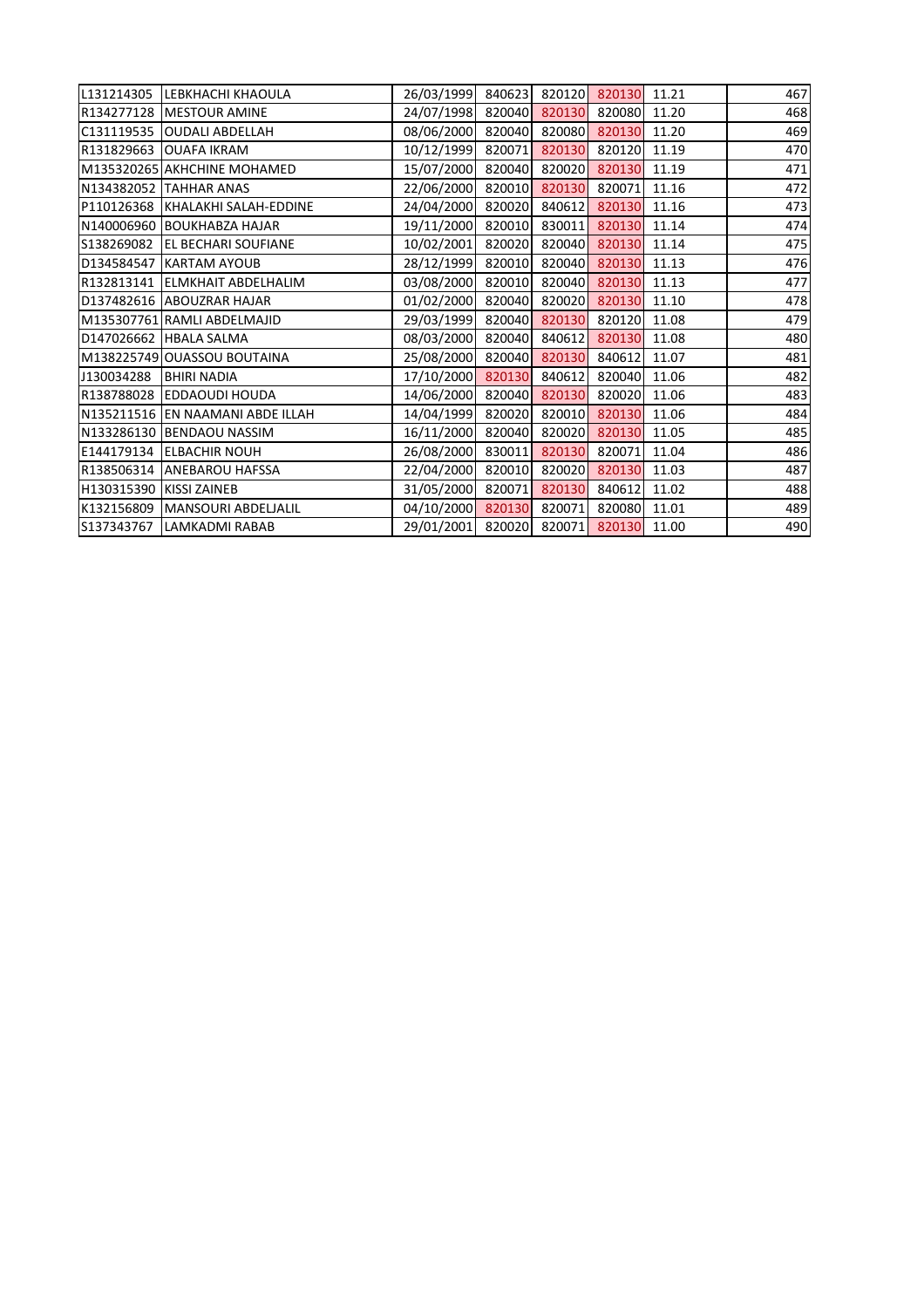| | | | | | | | |
|---|---|---|---|---|---|---|---|
| L131214305 | LEBKHACHI KHAOULA | 26/03/1999 | 840623 | 820120 | 820130 | 11.21 | 467 |
| R134277128 | MESTOUR AMINE | 24/07/1998 | 820040 | 820130 | 820080 | 11.20 | 468 |
| C131119535 | OUDALI ABDELLAH | 08/06/2000 | 820040 | 820080 | 820130 | 11.20 | 469 |
| R131829663 | OUAFA IKRAM | 10/12/1999 | 820071 | 820130 | 820120 | 11.19 | 470 |
| M135320265 | AKHCHINE MOHAMED | 15/07/2000 | 820040 | 820020 | 820130 | 11.19 | 471 |
| N134382052 | TAHHAR ANAS | 22/06/2000 | 820010 | 820130 | 820071 | 11.16 | 472 |
| P110126368 | KHALAKHI SALAH-EDDINE | 24/04/2000 | 820020 | 840612 | 820130 | 11.16 | 473 |
| N140006960 | BOUKHABZA HAJAR | 19/11/2000 | 820010 | 830011 | 820130 | 11.14 | 474 |
| S138269082 | EL BECHARI SOUFIANE | 10/02/2001 | 820020 | 820040 | 820130 | 11.14 | 475 |
| D134584547 | KARTAM AYOUB | 28/12/1999 | 820010 | 820040 | 820130 | 11.13 | 476 |
| R132813141 | ELMKHAIT ABDELHALIM | 03/08/2000 | 820010 | 820040 | 820130 | 11.13 | 477 |
| D137482616 | ABOUZRAR HAJAR | 01/02/2000 | 820040 | 820020 | 820130 | 11.10 | 478 |
| M135307761 | RAMLI ABDELMAJID | 29/03/1999 | 820040 | 820130 | 820120 | 11.08 | 479 |
| D147026662 | HBALA SALMA | 08/03/2000 | 820040 | 840612 | 820130 | 11.08 | 480 |
| M138225749 | OUASSOU BOUTAINA | 25/08/2000 | 820040 | 820130 | 840612 | 11.07 | 481 |
| J130034288 | BHIRI NADIA | 17/10/2000 | 820130 | 840612 | 820040 | 11.06 | 482 |
| R138788028 | EDDAOUDI HOUDA | 14/06/2000 | 820040 | 820130 | 820020 | 11.06 | 483 |
| N135211516 | EN NAAMANI ABDE ILLAH | 14/04/1999 | 820020 | 820010 | 820130 | 11.06 | 484 |
| N133286130 | BENDAOU NASSIM | 16/11/2000 | 820040 | 820020 | 820130 | 11.05 | 485 |
| E144179134 | ELBACHIR NOUH | 26/08/2000 | 830011 | 820130 | 820071 | 11.04 | 486 |
| R138506314 | ANEBAROU HAFSSA | 22/04/2000 | 820010 | 820020 | 820130 | 11.03 | 487 |
| H130315390 | KISSI ZAINEB | 31/05/2000 | 820071 | 820130 | 840612 | 11.02 | 488 |
| K132156809 | MANSOURI ABDELJALIL | 04/10/2000 | 820130 | 820071 | 820080 | 11.01 | 489 |
| S137343767 | LAMKADMI RABAB | 29/01/2001 | 820020 | 820071 | 820130 | 11.00 | 490 |